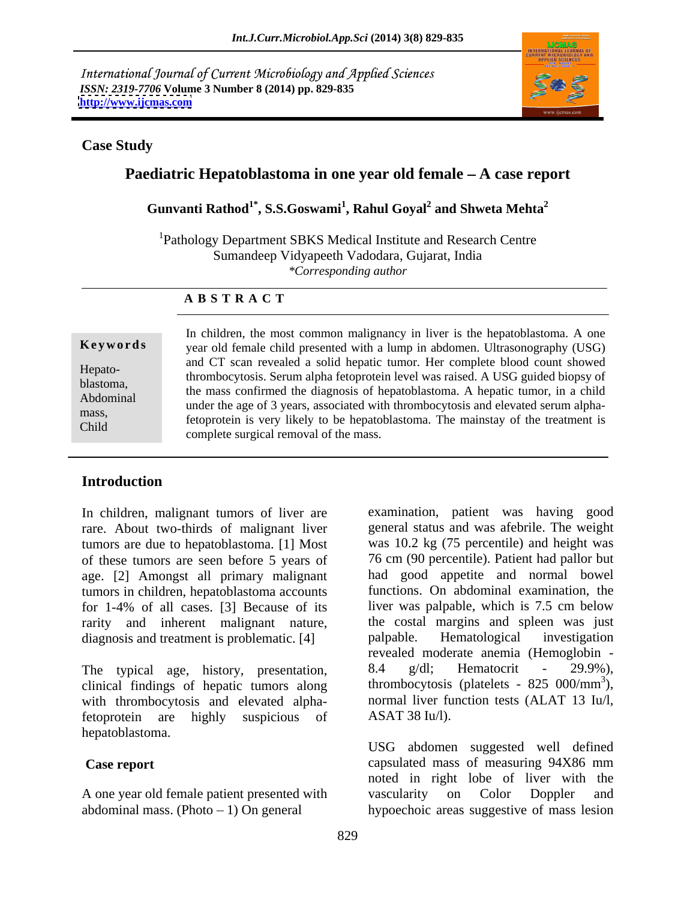International Journal of Current Microbiology and Applied Sciences
*ISSN: 2319-7706* **Volume 3 Number 8 (2014) pp. 829-835**
**http://www.ijcmas.com**

**Case Study**

# Paediatric Hepatoblastoma in one year old female – A case report

**Gunvanti Rathod[1*], S.S.Goswami[1], Rahul Goyal[2] and Shweta Mehta[2]**

[1]Pathology Department SBKS Medical Institute and Research Centre
Sumandeep Vidyapeeth Vadodara, Gujarat, India
*\*Corresponding author*

**A B S T R A C T**

**Keywords**

Hepato-blastoma, Abdominal mass, Child

In children, the most common malignancy in liver is the hepatoblastoma. A one year old female child presented with a lump in abdomen. Ultrasonography (USG) and CT scan revealed a solid hepatic tumor. Her complete blood count showed thrombocytosis. Serum alpha fetoprotein level was raised. A USG guided biopsy of the mass confirmed the diagnosis of hepatoblastoma. A hepatic tumor, in a child under the age of 3 years, associated with thrombocytosis and elevated serum alpha-fetoprotein is very likely to be hepatoblastoma. The mainstay of the treatment is complete surgical removal of the mass.

## Introduction

In children, malignant tumors of liver are rare. About two-thirds of malignant liver tumors are due to hepatoblastoma. [1] Most of these tumors are seen before 5 years of age. [2] Amongst all primary malignant tumors in children, hepatoblastoma accounts for 1-4% of all cases. [3] Because of its rarity and inherent malignant nature, diagnosis and treatment is problematic. [4]

The typical age, history, presentation, clinical findings of hepatic tumors along with thrombocytosis and elevated alpha-fetoprotein are highly suspicious of hepatoblastoma.

## Case report

A one year old female patient presented with abdominal mass. (Photo – 1) On general examination, patient was having good general status and was afebrile. The weight was 10.2 kg (75 percentile) and height was 76 cm (90 percentile). Patient had pallor but had good appetite and normal bowel functions. On abdominal examination, the liver was palpable, which is 7.5 cm below the costal margins and spleen was just palpable. Hematological investigation revealed moderate anemia (Hemoglobin - 8.4 g/dl; Hematocrit - 29.9%), thrombocytosis (platelets - 825 000/mm$^3$), normal liver function tests (ALAT 13 Iu/l, ASAT 38 Iu/l).

USG abdomen suggested well defined capsulated mass of measuring 94X86 mm noted in right lobe of liver with the vascularity on Color Doppler and hypoechoic areas suggestive of mass lesion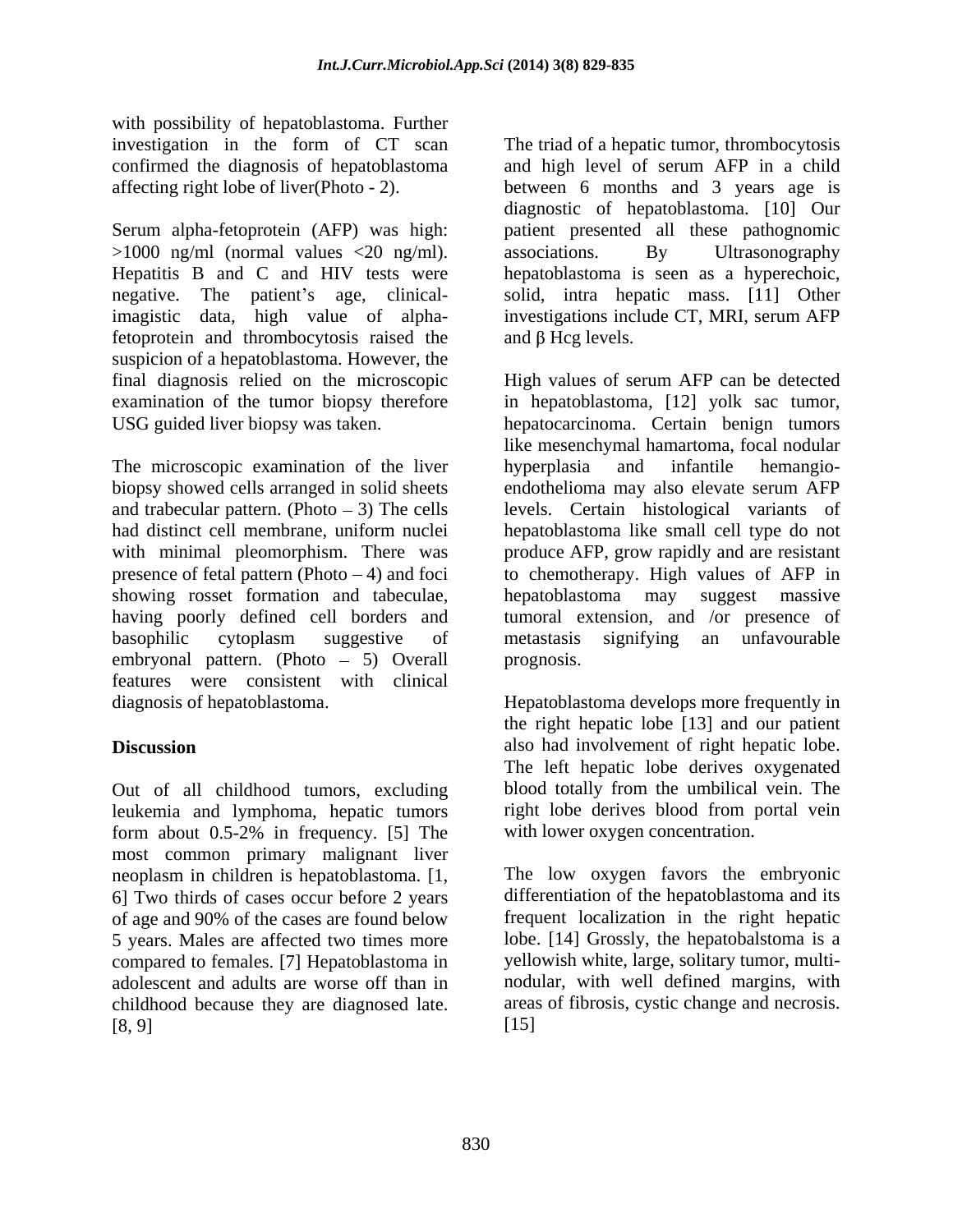with possibility of hepatoblastoma. Further investigation in the form of CT scan confirmed the diagnosis of hepatoblastoma affecting right lobe of liver(Photo - 2).

Serum alpha-fetoprotein (AFP) was high: >1000 ng/ml (normal values <20 ng/ml). Hepatitis B and C and HIV tests were negative. The patient's age, clinical-imagistic data, high value of alpha-fetoprotein and thrombocytosis raised the suspicion of a hepatoblastoma. However, the final diagnosis relied on the microscopic examination of the tumor biopsy therefore USG guided liver biopsy was taken.

The microscopic examination of the liver biopsy showed cells arranged in solid sheets and trabecular pattern. (Photo – 3) The cells had distinct cell membrane, uniform nuclei with minimal pleomorphism. There was presence of fetal pattern (Photo – 4) and foci showing rosset formation and tabeculae, having poorly defined cell borders and basophilic cytoplasm suggestive of embryonal pattern. (Photo – 5) Overall features were consistent with clinical diagnosis of hepatoblastoma.

## Discussion

Out of all childhood tumors, excluding leukemia and lymphoma, hepatic tumors form about 0.5-2% in frequency. [5] The most common primary malignant liver neoplasm in children is hepatoblastoma. [1, 6] Two thirds of cases occur before 2 years of age and 90% of the cases are found below 5 years. Males are affected two times more compared to females. [7] Hepatoblastoma in adolescent and adults are worse off than in childhood because they are diagnosed late. [8, 9]

The triad of a hepatic tumor, thrombocytosis and high level of serum AFP in a child between 6 months and 3 years age is diagnostic of hepatoblastoma. [10] Our patient presented all these pathognomic associations. By Ultrasonography hepatoblastoma is seen as a hyperechoic, solid, intra hepatic mass. [11] Other investigations include CT, MRI, serum AFP and β Hcg levels.

High values of serum AFP can be detected in hepatoblastoma, [12] yolk sac tumor, hepatocarcinoma. Certain benign tumors like mesenchymal hamartoma, focal nodular hyperplasia and infantile hemangio-endothelioma may also elevate serum AFP levels. Certain histological variants of hepatoblastoma like small cell type do not produce AFP, grow rapidly and are resistant to chemotherapy. High values of AFP in hepatoblastoma may suggest massive tumoral extension, and /or presence of metastasis signifying an unfavourable prognosis.

Hepatoblastoma develops more frequently in the right hepatic lobe [13] and our patient also had involvement of right hepatic lobe. The left hepatic lobe derives oxygenated blood totally from the umbilical vein. The right lobe derives blood from portal vein with lower oxygen concentration.

The low oxygen favors the embryonic differentiation of the hepatoblastoma and its frequent localization in the right hepatic lobe. [14] Grossly, the hepatobalstoma is a yellowish white, large, solitary tumor, multi-nodular, with well defined margins, with areas of fibrosis, cystic change and necrosis. [15]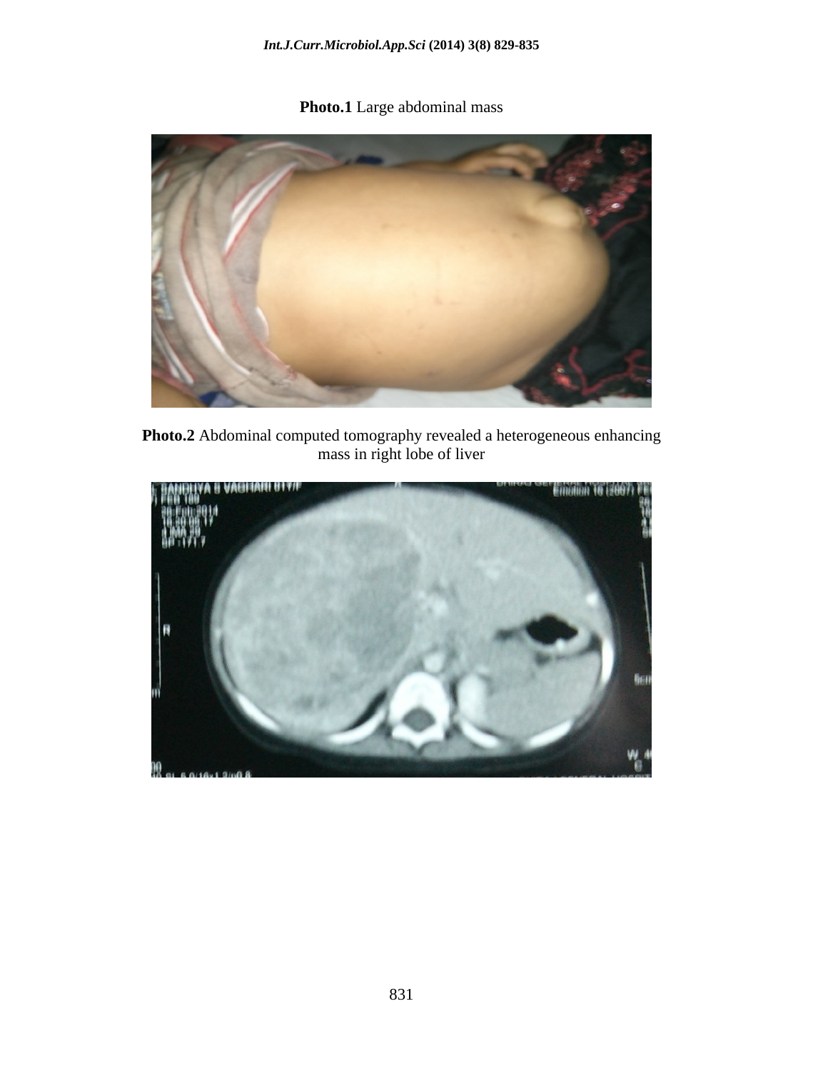**Photo.1** Large abdominal mass

**Photo.2** Abdominal computed tomography revealed a heterogeneous enhancing mass in right lobe of liver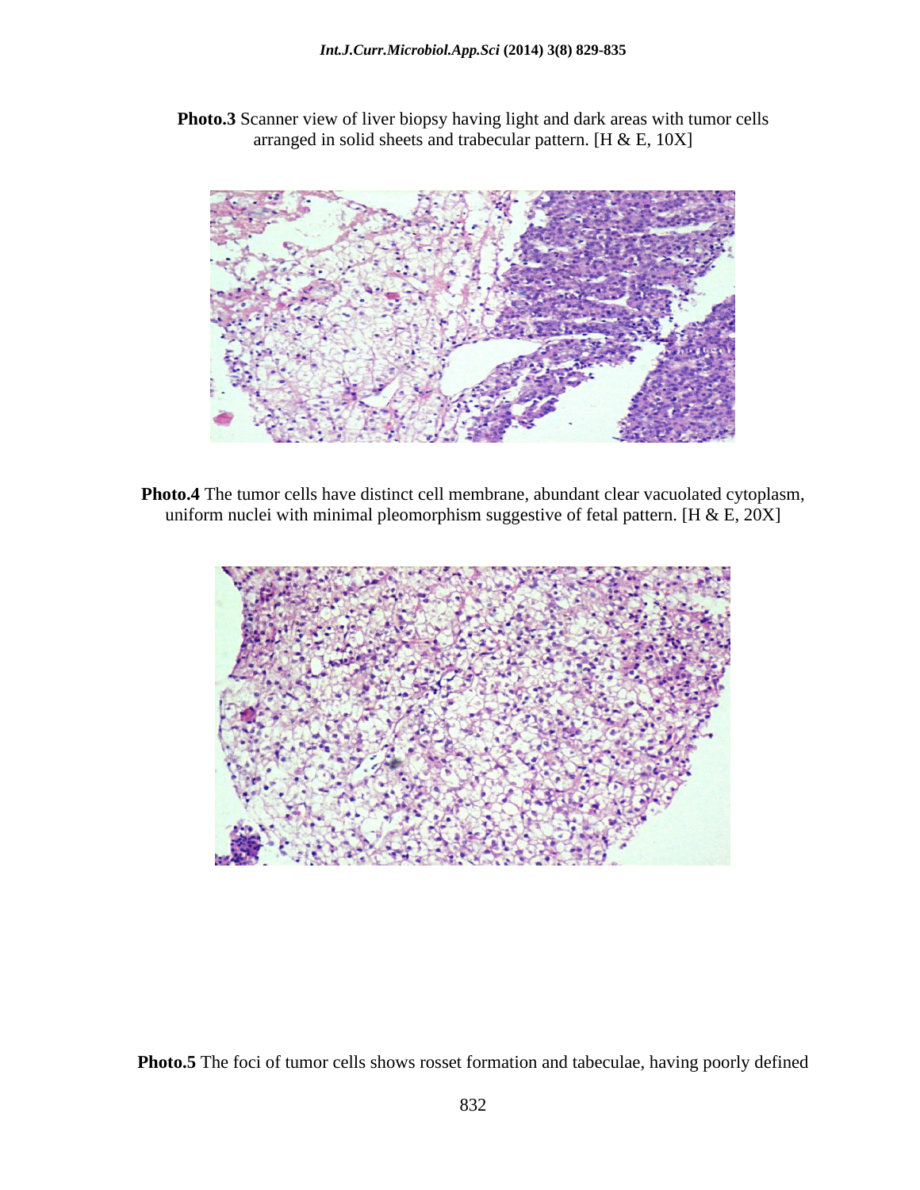**Photo.3** Scanner view of liver biopsy having light and dark areas with tumor cells arranged in solid sheets and trabecular pattern. [H & E, 10X]

**Photo.4** The tumor cells have distinct cell membrane, abundant clear vacuolated cytoplasm, uniform nuclei with minimal pleomorphism suggestive of fetal pattern. [H & E, 20X]

**Photo.5** The foci of tumor cells shows rosset formation and tabeculae, having poorly defined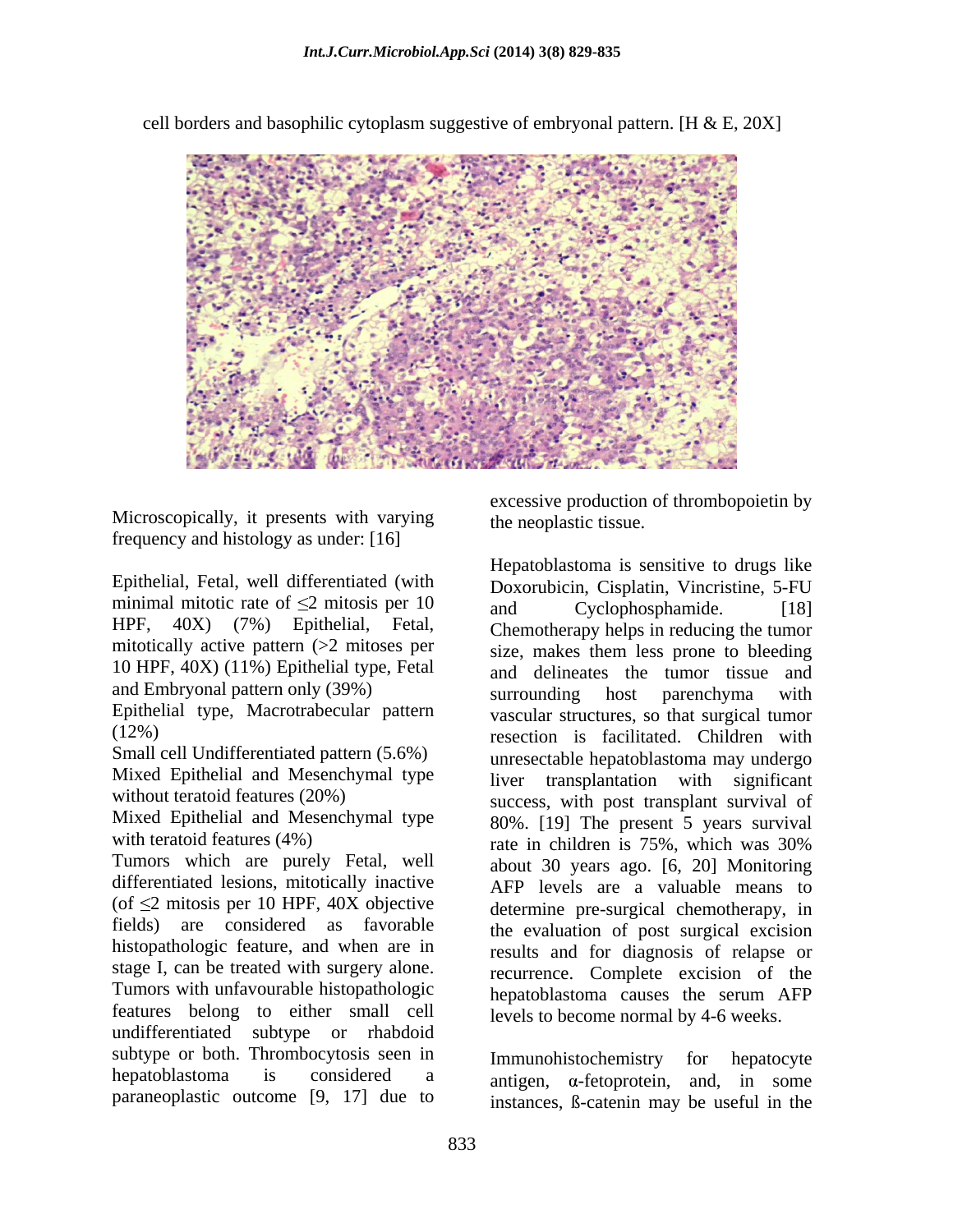cell borders and basophilic cytoplasm suggestive of embryonal pattern. [H & E, 20X]

Microscopically, it presents with varying frequency and histology as under: [16]

Epithelial, Fetal, well differentiated (with minimal mitotic rate of $\leq$2 mitosis per 10 HPF, 40X) (7%) Epithelial, Fetal, mitotically active pattern (>2 mitoses per 10 HPF, 40X) (11%) Epithelial type, Fetal and Embryonal pattern only (39%)
Epithelial type, Macrotrabecular pattern (12%)
Small cell Undifferentiated pattern (5.6%)
Mixed Epithelial and Mesenchymal type without teratoid features (20%)
Mixed Epithelial and Mesenchymal type with teratoid features (4%)
Tumors which are purely Fetal, well differentiated lesions, mitotically inactive (of $\leq$2 mitosis per 10 HPF, 40X objective fields) are considered as favorable histopathologic feature, and when are in stage I, can be treated with surgery alone. Tumors with unfavourable histopathologic features belong to either small cell undifferentiated subtype or rhabdoid subtype or both. Thrombocytosis seen in hepatoblastoma is considered a paraneoplastic outcome [9, 17] due to excessive production of thrombopoietin by the neoplastic tissue.

Hepatoblastoma is sensitive to drugs like Doxorubicin, Cisplatin, Vincristine, 5-FU and Cyclophosphamide. [18] Chemotherapy helps in reducing the tumor size, makes them less prone to bleeding and delineates the tumor tissue and surrounding host parenchyma with vascular structures, so that surgical tumor resection is facilitated. Children with unresectable hepatoblastoma may undergo liver transplantation with significant success, with post transplant survival of 80%. [19] The present 5 years survival rate in children is 75%, which was 30% about 30 years ago. [6, 20] Monitoring AFP levels are a valuable means to determine pre-surgical chemotherapy, in the evaluation of post surgical excision results and for diagnosis of relapse or recurrence. Complete excision of the hepatoblastoma causes the serum AFP levels to become normal by 4-6 weeks.

Immunohistochemistry for hepatocyte antigen, α-fetoprotein, and, in some instances, ß-catenin may be useful in the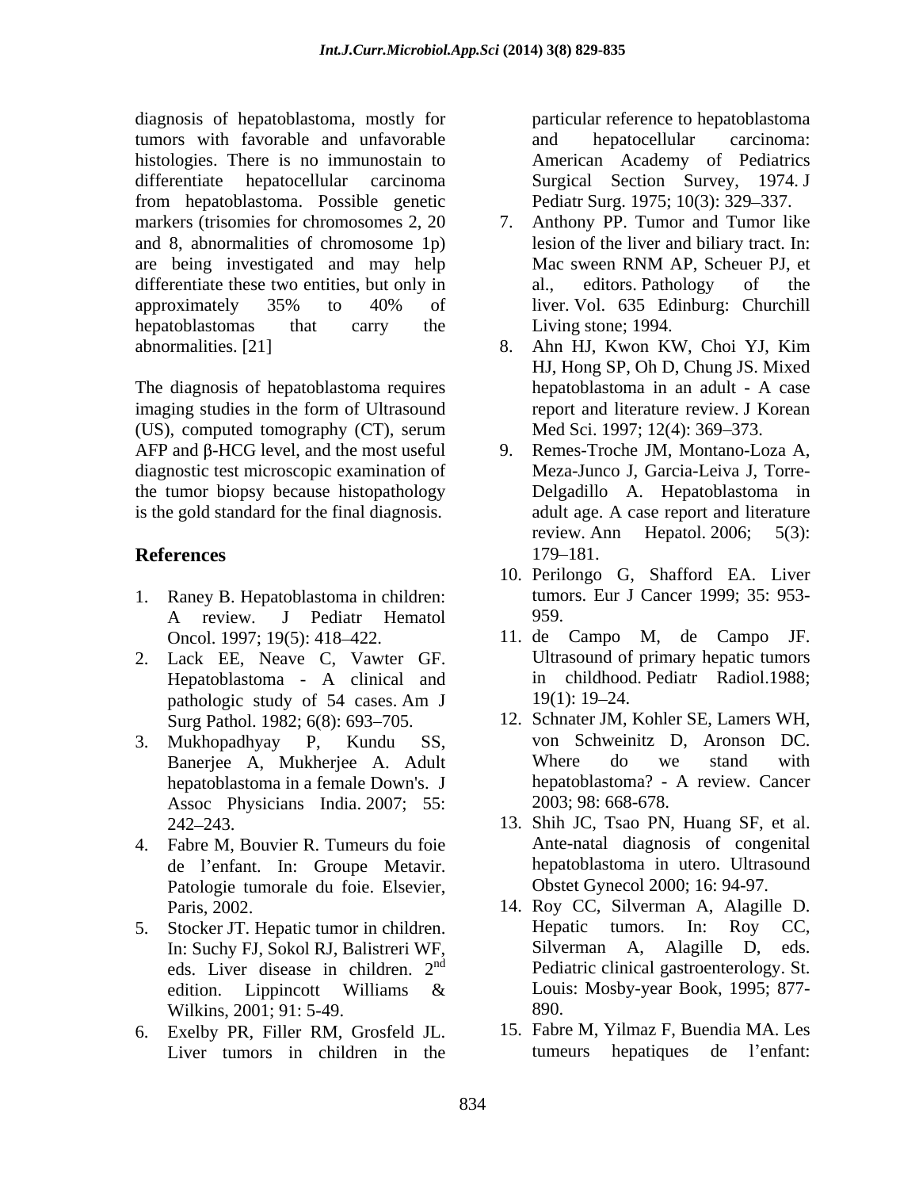diagnosis of hepatoblastoma, mostly for tumors with favorable and unfavorable histologies. There is no immunostain to differentiate hepatocellular carcinoma from hepatoblastoma. Possible genetic markers (trisomies for chromosomes 2, 20 and 8, abnormalities of chromosome 1p) are being investigated and may help differentiate these two entities, but only in approximately 35% to 40% of hepatoblastomas that carry the abnormalities. [21]

The diagnosis of hepatoblastoma requires imaging studies in the form of Ultrasound (US), computed tomography (CT), serum AFP and β-HCG level, and the most useful diagnostic test microscopic examination of the tumor biopsy because histopathology is the gold standard for the final diagnosis.

## References

1. Raney B. Hepatoblastoma in children: A review. J Pediatr Hematol Oncol. 1997; 19(5): 418–422.
2. Lack EE, Neave C, Vawter GF. Hepatoblastoma - A clinical and pathologic study of 54 cases. Am J Surg Pathol. 1982; 6(8): 693–705.
3. Mukhopadhyay P, Kundu SS, Banerjee A, Mukherjee A. Adult hepatoblastoma in a female Down's. J Assoc Physicians India. 2007; 55: 242–243.
4. Fabre M, Bouvier R. Tumeurs du foie de l'enfant. In: Groupe Metavir. Patologie tumorale du foie. Elsevier, Paris, 2002.
5. Stocker JT. Hepatic tumor in children. In: Suchy FJ, Sokol RJ, Balistreri WF, eds. Liver disease in children. 2nd edition. Lippincott Williams & Wilkins, 2001; 91: 5-49.
6. Exelby PR, Filler RM, Grosfeld JL. Liver tumors in children in the particular reference to hepatoblastoma and hepatocellular carcinoma: American Academy of Pediatrics Surgical Section Survey, 1974. J Pediatr Surg. 1975; 10(3): 329–337.
7. Anthony PP. Tumor and Tumor like lesion of the liver and biliary tract. In: Mac sween RNM AP, Scheuer PJ, et al., editors. Pathology of the liver. Vol. 635 Edinburg: Churchill Living stone; 1994.
8. Ahn HJ, Kwon KW, Choi YJ, Kim HJ, Hong SP, Oh D, Chung JS. Mixed hepatoblastoma in an adult - A case report and literature review. J Korean Med Sci. 1997; 12(4): 369–373.
9. Remes-Troche JM, Montano-Loza A, Meza-Junco J, Garcia-Leiva J, Torre-Delgadillo A. Hepatoblastoma in adult age. A case report and literature review. Ann Hepatol. 2006; 5(3): 179–181.
10. Perilongo G, Shafford EA. Liver tumors. Eur J Cancer 1999; 35: 953-959.
11. de Campo M, de Campo JF. Ultrasound of primary hepatic tumors in childhood. Pediatr Radiol.1988; 19(1): 19–24.
12. Schnater JM, Kohler SE, Lamers WH, von Schweinitz D, Aronson DC. Where do we stand with hepatoblastoma? - A review. Cancer 2003; 98: 668-678.
13. Shih JC, Tsao PN, Huang SF, et al. Ante-natal diagnosis of congenital hepatoblastoma in utero. Ultrasound Obstet Gynecol 2000; 16: 94-97.
14. Roy CC, Silverman A, Alagille D. Hepatic tumors. In: Roy CC, Silverman A, Alagille D, eds. Pediatric clinical gastroenterology. St. Louis: Mosby-year Book, 1995; 877-890.
15. Fabre M, Yilmaz F, Buendia MA. Les tumeurs hepatiques de l'enfant: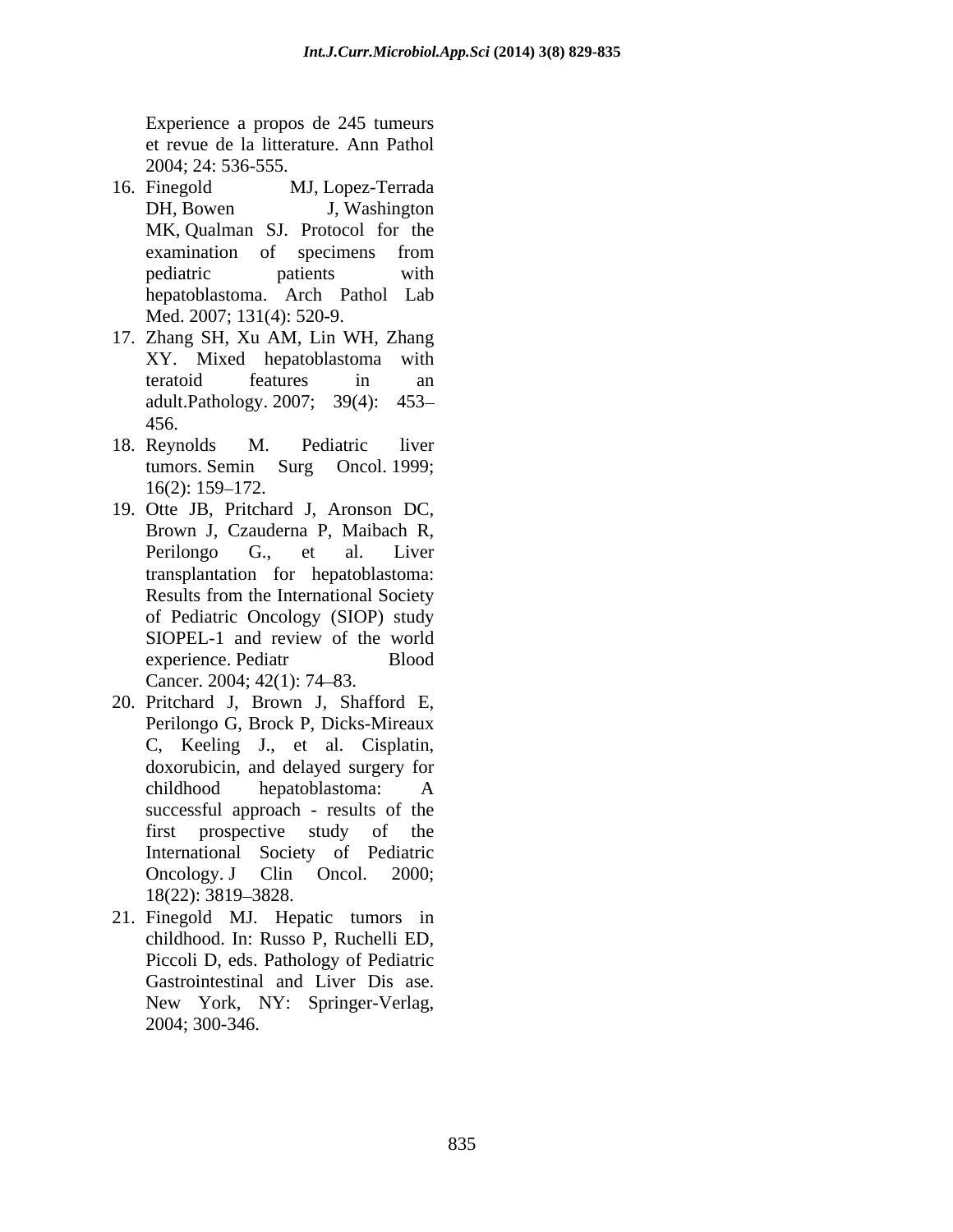Experience a propos de 245 tumeurs et revue de la litterature. Ann Pathol 2004; 24: 536-555.

16. Finegold MJ, Lopez-Terrada DH, Bowen J, Washington MK, Qualman SJ. Protocol for the examination of specimens from pediatric patients with hepatoblastoma. Arch Pathol Lab Med. 2007; 131(4): 520-9.
17. Zhang SH, Xu AM, Lin WH, Zhang XY. Mixed hepatoblastoma with teratoid features in an adult.Pathology. 2007; 39(4): 453–456.
18. Reynolds M. Pediatric liver tumors. Semin Surg Oncol. 1999; 16(2): 159–172.
19. Otte JB, Pritchard J, Aronson DC, Brown J, Czauderna P, Maibach R, Perilongo G., et al. Liver transplantation for hepatoblastoma: Results from the International Society of Pediatric Oncology (SIOP) study SIOPEL-1 and review of the world experience. Pediatr Blood Cancer. 2004; 42(1): 74–83.
20. Pritchard J, Brown J, Shafford E, Perilongo G, Brock P, Dicks-Mireaux C, Keeling J., et al. Cisplatin, doxorubicin, and delayed surgery for childhood hepatoblastoma: A successful approach - results of the first prospective study of the International Society of Pediatric Oncology. J Clin Oncol. 2000; 18(22): 3819–3828.
21. Finegold MJ. Hepatic tumors in childhood. In: Russo P, Ruchelli ED, Piccoli D, eds. Pathology of Pediatric Gastrointestinal and Liver Dis ase. New York, NY: Springer-Verlag, 2004; 300-346.